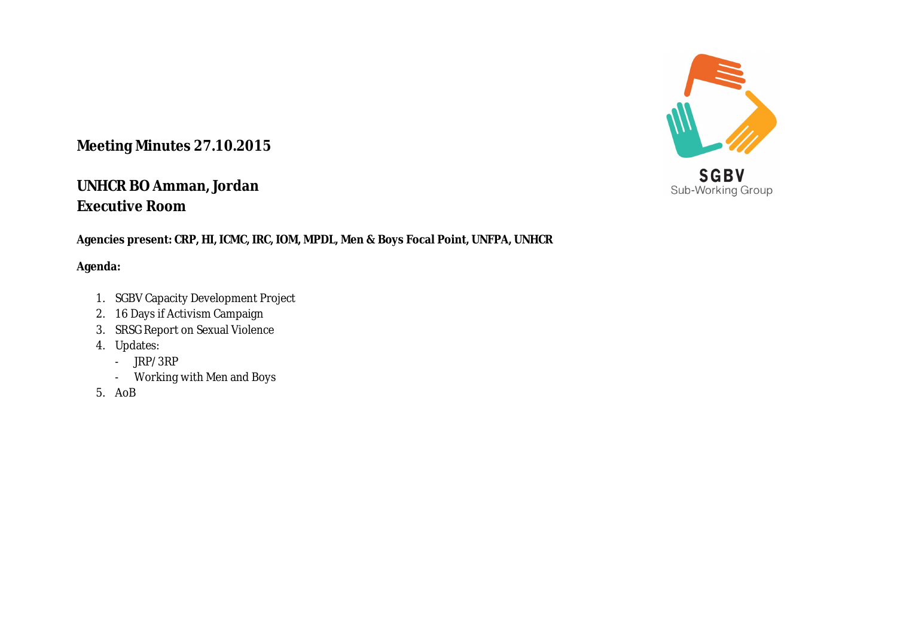SGBV
Sub-Working Group

# Meeting Minutes 27.10.2015

## UNHCR BO Amman, Jordan
## Executive Room

**Agencies present: CRP, HI, ICMC, IRC, IOM, MPDL, Men & Boys Focal Point, UNFPA, UNHCR**

**Agenda:**

1. SGBV Capacity Development Project
2. 16 Days if Activism Campaign
3. SRSG Report on Sexual Violence
4. Updates:
   - JRP/ 3RP
   - Working with Men and Boys
5. AoB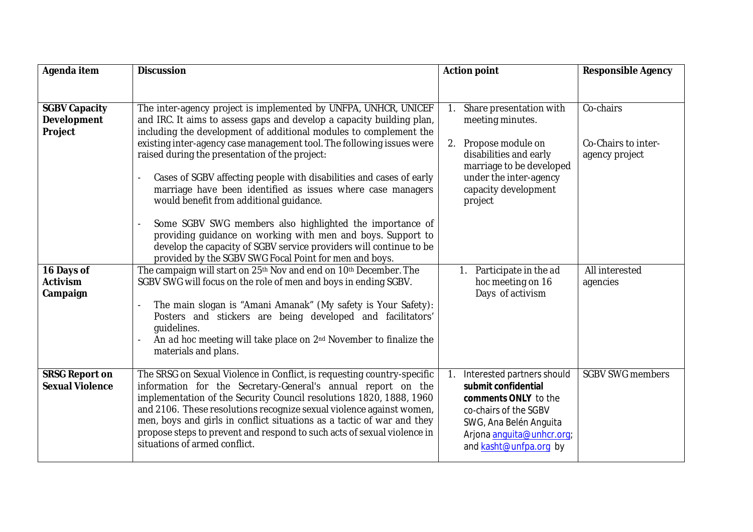| Agenda item | Discussion | Action point | Responsible Agency |
|---|---|---|---|
| **SGBV Capacity Development Project** | The inter-agency project is implemented by UNFPA, UNHCR, UNICEF and IRC. It aims to assess gaps and develop a capacity building plan, including the development of additional modules to complement the existing inter-agency case management tool. The following issues were raised during the presentation of the project:<br><br>- Cases of SGBV affecting people with disabilities and cases of early marriage have been identified as issues where case managers would benefit from additional guidance.<br><br>- Some SGBV SWG members also highlighted the importance of providing guidance on working with men and boys. Support to develop the capacity of SGBV service providers will continue to be provided by the SGBV SWG Focal Point for men and boys. | 1. Share presentation with meeting minutes.<br><br>2. Propose module on disabilities and early marriage to be developed under the inter-agency capacity development project | Co-chairs<br><br>Co-Chairs to inter-agency project |
| **16 Days of Activism Campaign** | The campaign will start on 25th Nov and end on 10th December. The SGBV SWG will focus on the role of men and boys in ending SGBV.<br><br>- The main slogan is "Amani Amanak" (My safety is Your Safety): Posters and stickers are being developed and facilitators' guidelines.<br>- An ad hoc meeting will take place on 2nd November to finalize the materials and plans. | 1. Participate in the ad hoc meeting on 16 Days of activism | All interested agencies |
| **SRSG Report on Sexual Violence** | The SRSG on Sexual Violence in Conflict, is requesting country-specific information for the Secretary-General's annual report on the implementation of the Security Council resolutions 1820, 1888, 1960 and 2106. These resolutions recognize sexual violence against women, men, boys and girls in conflict situations as a tactic of war and they propose steps to prevent and respond to such acts of sexual violence in situations of armed conflict. | 1. Interested partners should **submit confidential comments ONLY** to the co-chairs of the SGBV SWG, Ana Belén Anguita Arjona anguita@unhcr.org; and kasht@unfpa.org by | SGBV SWG members |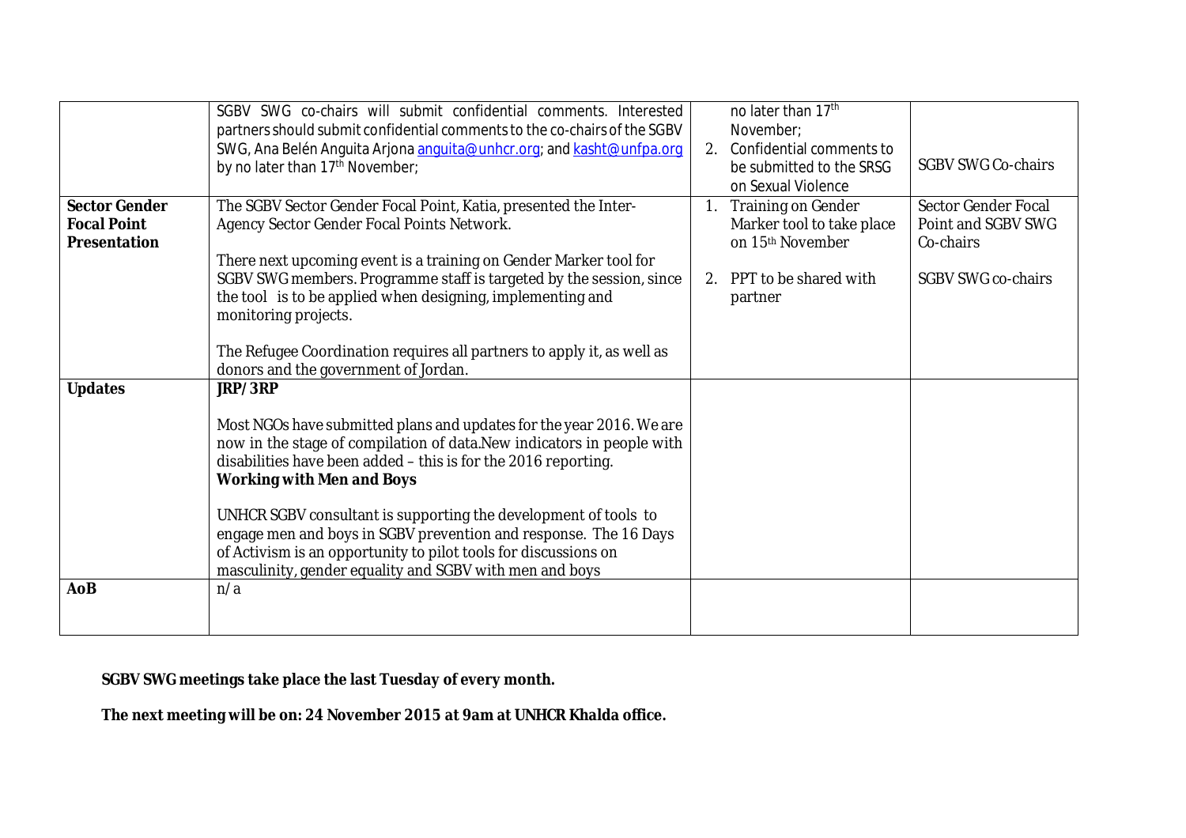| | | | |
|---|---|---|---|
| | SGBV SWG co-chairs will submit confidential comments. Interested partners should submit confidential comments to the co-chairs of the SGBV SWG, Ana Belén Anguita Arjona anguita@unhcr.org; and kasht@unfpa.org by no later than 17th November; | no later than 17th November;<br>2. Confidential comments to be submitted to the SRSG on Sexual Violence | SGBV SWG Co-chairs |
| **Sector Gender Focal Point Presentation** | The SGBV Sector Gender Focal Point, Katia, presented the Inter-Agency Sector Gender Focal Points Network.<br><br>There next upcoming event is a training on Gender Marker tool for SGBV SWG members. Programme staff is targeted by the session, since the tool is to be applied when designing, implementing and monitoring projects.<br><br>The Refugee Coordination requires all partners to apply it, as well as donors and the government of Jordan. | 1. Training on Gender Marker tool to take place on 15th November<br><br>2. PPT to be shared with partner | Sector Gender Focal Point and SGBV SWG Co-chairs<br><br>SGBV SWG co-chairs |
| **Updates** | **JRP/3RP**<br><br>Most NGOs have submitted plans and updates for the year 2016. We are now in the stage of compilation of data.New indicators in people with disabilities have been added – this is for the 2016 reporting.<br>**Working with Men and Boys**<br><br>UNHCR SGBV consultant is supporting the development of tools to engage men and boys in SGBV prevention and response. The 16 Days of Activism is an opportunity to pilot tools for discussions on masculinity, gender equality and SGBV with men and boys | | |
| **AoB** | n/a | | |

**SGBV SWG meetings take place the last Tuesday of every month.**

**The next meeting will be on: 24 November 2015 at 9am at UNHCR Khalda office.**